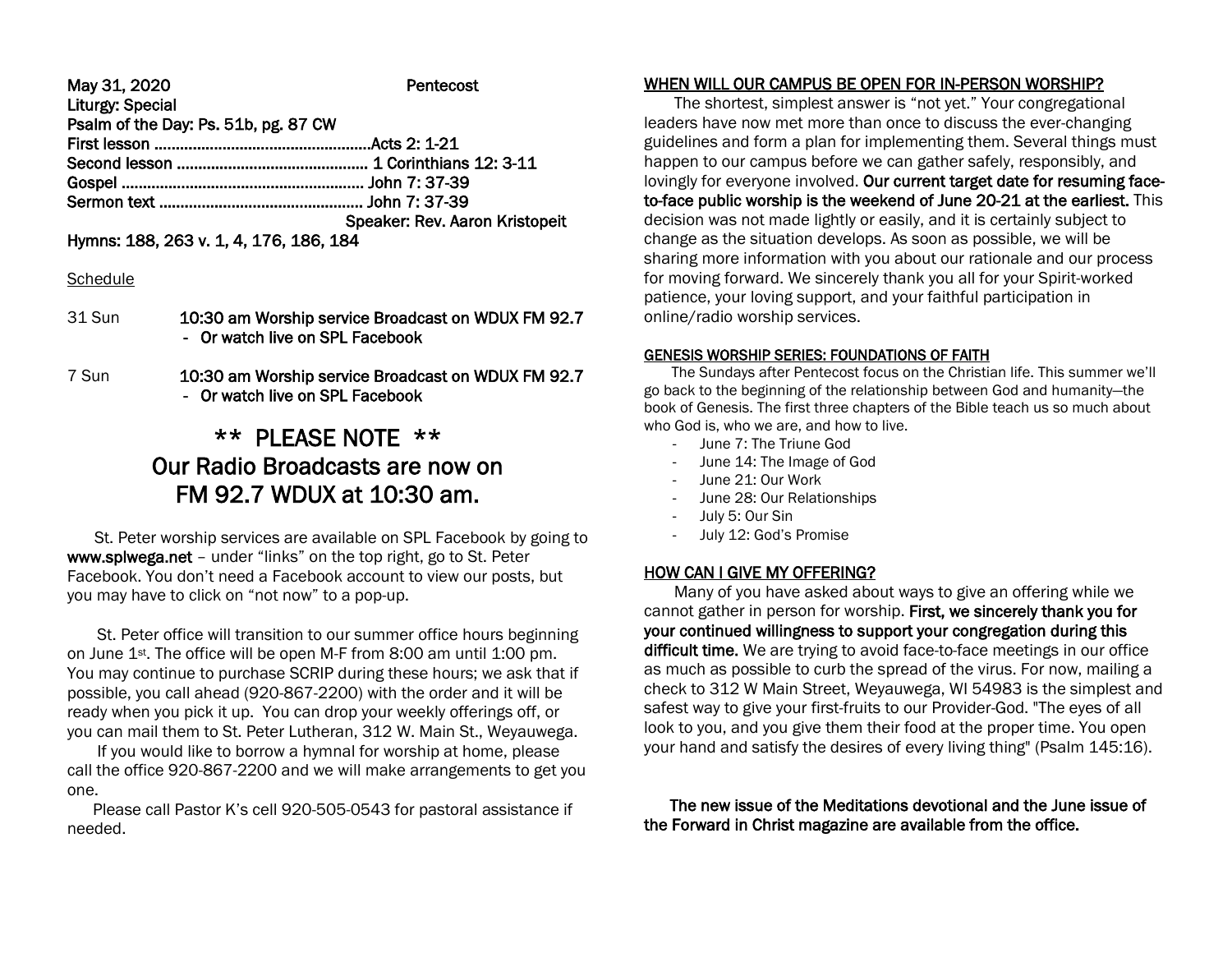**May 31, 2020 Pentecost**

**Liturgy: Special**

**Psalm of the Day: Ps. 51b, pg. 87 CW**

**First lesson ....................................................Acts 2: 1-21**

**Second lesson ............................................. 1 Corinthians 12: 3-11**

**Gospel ......................................................... John 7: 37-39**

**Sermon text ................................................ John 7: 37-39**

**Speaker: Rev. Aaron Kristopeit**

**Hymns: 188, 263 v. 1, 4, 176, 186, 184**

<u>Schedule</u>

31 Sun **10:30 am Worship service Broadcast on WDUX FM 92.7**
- **Or watch live on SPL Facebook**

7 Sun **10:30 am Worship service Broadcast on WDUX FM 92.7**
- **Or watch live on SPL Facebook**

## ** PLEASE NOTE **
## Our Radio Broadcasts are now on FM 92.7 WDUX at 10:30 am.

St. Peter worship services are available on SPL Facebook by going to **www.splwega.net** – under "links" on the top right, go to St. Peter Facebook. You don't need a Facebook account to view our posts, but you may have to click on "not now" to a pop-up.

St. Peter office will transition to our summer office hours beginning on June 1st. The office will be open M-F from 8:00 am until 1:00 pm. You may continue to purchase SCRIP during these hours; we ask that if possible, you call ahead (920-867-2200) with the order and it will be ready when you pick it up. You can drop your weekly offerings off, or you can mail them to St. Peter Lutheran, 312 W. Main St., Weyauwega.

If you would like to borrow a hymnal for worship at home, please call the office 920-867-2200 and we will make arrangements to get you one.

Please call Pastor K's cell 920-505-0543 for pastoral assistance if needed.

<u>WHEN WILL OUR CAMPUS BE OPEN FOR IN-PERSON WORSHIP?</u>

The shortest, simplest answer is "not yet." Your congregational leaders have now met more than once to discuss the ever-changing guidelines and form a plan for implementing them. Several things must happen to our campus before we can gather safely, responsibly, and lovingly for everyone involved. **Our current target date for resuming face-to-face public worship is the weekend of June 20-21 at the earliest.** This decision was not made lightly or easily, and it is certainly subject to change as the situation develops. As soon as possible, we will be sharing more information with you about our rationale and our process for moving forward. We sincerely thank you all for your Spirit-worked patience, your loving support, and your faithful participation in online/radio worship services.

<u>GENESIS WORSHIP SERIES: FOUNDATIONS OF FAITH</u>

The Sundays after Pentecost focus on the Christian life. This summer we'll go back to the beginning of the relationship between God and humanity—the book of Genesis. The first three chapters of the Bible teach us so much about who God is, who we are, and how to live.

- June 7: The Triune God
- June 14: The Image of God
- June 21: Our Work
- June 28: Our Relationships
- July 5: Our Sin
- July 12: God's Promise

<u>HOW CAN I GIVE MY OFFERING?</u>

Many of you have asked about ways to give an offering while we cannot gather in person for worship. **First, we sincerely thank you for your continued willingness to support your congregation during this difficult time.** We are trying to avoid face-to-face meetings in our office as much as possible to curb the spread of the virus. For now, mailing a check to 312 W Main Street, Weyauwega, WI 54983 is the simplest and safest way to give your first-fruits to our Provider-God. "The eyes of all look to you, and you give them their food at the proper time. You open your hand and satisfy the desires of every living thing" (Psalm 145:16).

**The new issue of the Meditations devotional and the June issue of the Forward in Christ magazine are available from the office.**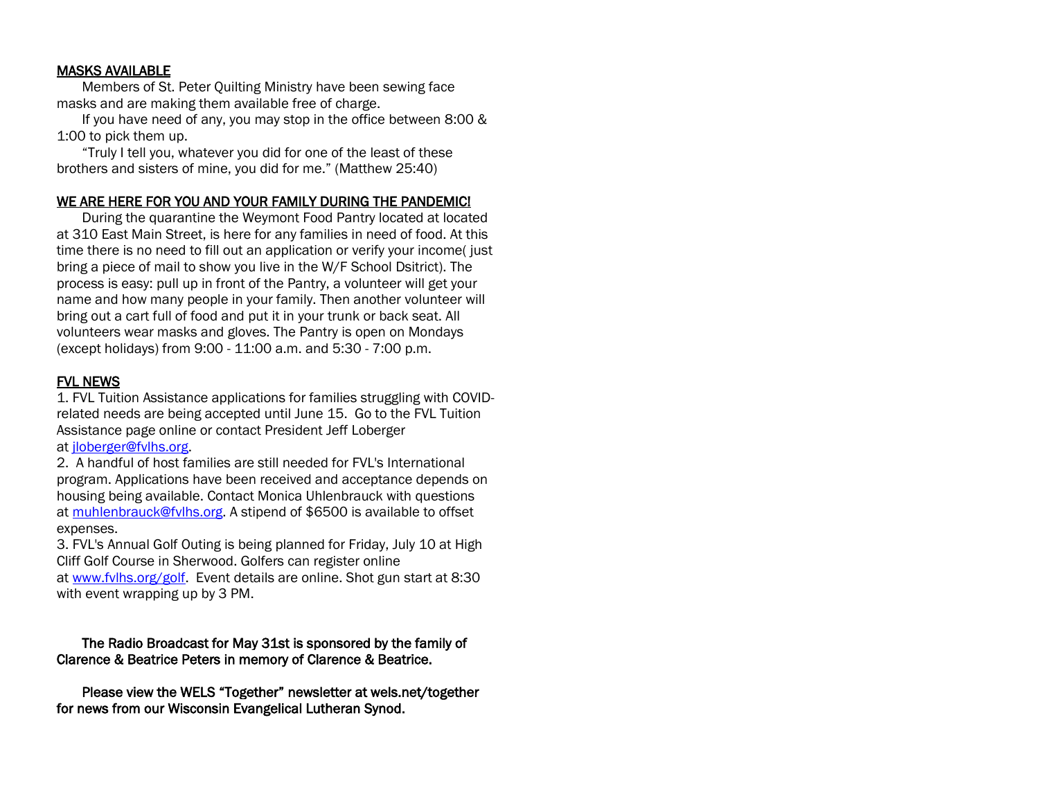## MASKS AVAILABLE

Members of St. Peter Quilting Ministry have been sewing face masks and are making them available free of charge.

If you have need of any, you may stop in the office between 8:00 & 1:00 to pick them up.

"Truly I tell you, whatever you did for one of the least of these brothers and sisters of mine, you did for me." (Matthew 25:40)

## WE ARE HERE FOR YOU AND YOUR FAMILY DURING THE PANDEMIC!

During the quarantine the Weymont Food Pantry located at located at 310 East Main Street, is here for any families in need of food. At this time there is no need to fill out an application or verify your income( just bring a piece of mail to show you live in the W/F School Dsitrict). The process is easy: pull up in front of the Pantry, a volunteer will get your name and how many people in your family. Then another volunteer will bring out a cart full of food and put it in your trunk or back seat. All volunteers wear masks and gloves. The Pantry is open on Mondays (except holidays) from 9:00 - 11:00 a.m. and 5:30 - 7:00 p.m.

## FVL NEWS

1. FVL Tuition Assistance applications for families struggling with COVID-related needs are being accepted until June 15. Go to the FVL Tuition Assistance page online or contact President Jeff Loberger at jloberger@fvlhs.org.
2. A handful of host families are still needed for FVL's International program. Applications have been received and acceptance depends on housing being available. Contact Monica Uhlenbrauck with questions at muhlenbrauck@fvlhs.org. A stipend of $6500 is available to offset expenses.
3. FVL's Annual Golf Outing is being planned for Friday, July 10 at High Cliff Golf Course in Sherwood. Golfers can register online at www.fvlhs.org/golf. Event details are online. Shot gun start at 8:30 with event wrapping up by 3 PM.

**The Radio Broadcast for May 31st is sponsored by the family of Clarence & Beatrice Peters in memory of Clarence & Beatrice.**

**Please view the WELS "Together" newsletter at wels.net/together for news from our Wisconsin Evangelical Lutheran Synod.**